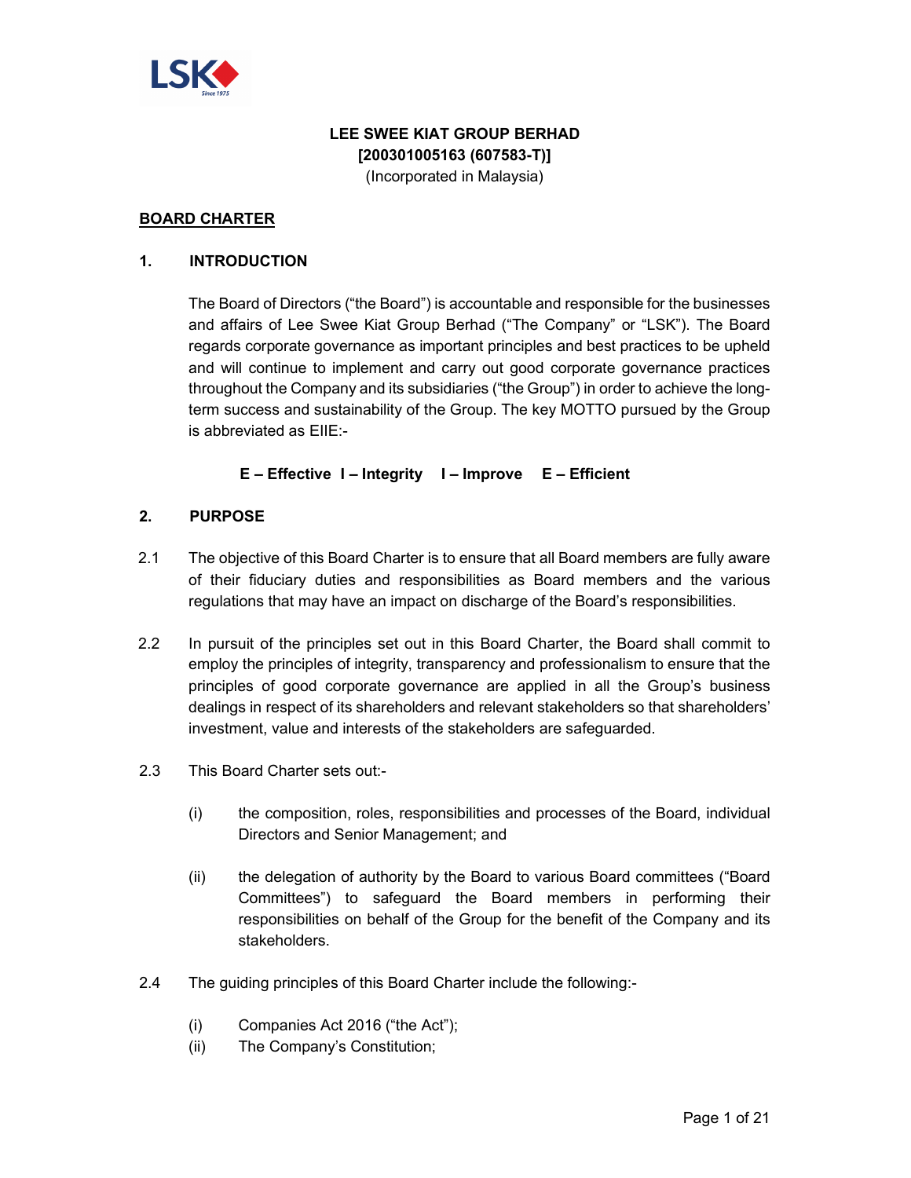**LEE SWEE KIAT GROUP BERHAD**
**[200301005163 (607583-T)]**
(Incorporated in Malaysia)

## BOARD CHARTER

### 1. INTRODUCTION

The Board of Directors ("the Board") is accountable and responsible for the businesses and affairs of Lee Swee Kiat Group Berhad ("The Company" or "LSK"). The Board regards corporate governance as important principles and best practices to be upheld and will continue to implement and carry out good corporate governance practices throughout the Company and its subsidiaries ("the Group") in order to achieve the long-term success and sustainability of the Group. The key MOTTO pursued by the Group is abbreviated as EIIE:-

**E – Effective I – Integrity I – Improve E – Efficient**

### 2. PURPOSE

2.1 The objective of this Board Charter is to ensure that all Board members are fully aware of their fiduciary duties and responsibilities as Board members and the various regulations that may have an impact on discharge of the Board's responsibilities.

2.2 In pursuit of the principles set out in this Board Charter, the Board shall commit to employ the principles of integrity, transparency and professionalism to ensure that the principles of good corporate governance are applied in all the Group's business dealings in respect of its shareholders and relevant stakeholders so that shareholders' investment, value and interests of the stakeholders are safeguarded.

2.3 This Board Charter sets out:-

(i) the composition, roles, responsibilities and processes of the Board, individual Directors and Senior Management; and

(ii) the delegation of authority by the Board to various Board committees ("Board Committees") to safeguard the Board members in performing their responsibilities on behalf of the Group for the benefit of the Company and its stakeholders.

2.4 The guiding principles of this Board Charter include the following:-

(i) Companies Act 2016 ("the Act");
(ii) The Company's Constitution;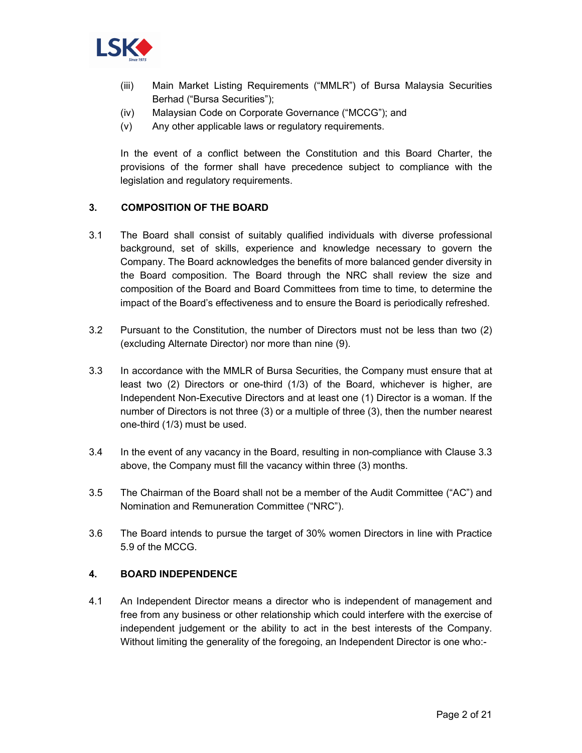(iii) Main Market Listing Requirements ("MMLR") of Bursa Malaysia Securities Berhad ("Bursa Securities");

(iv) Malaysian Code on Corporate Governance ("MCCG"); and

(v) Any other applicable laws or regulatory requirements.

In the event of a conflict between the Constitution and this Board Charter, the provisions of the former shall have precedence subject to compliance with the legislation and regulatory requirements.

## 3. COMPOSITION OF THE BOARD

3.1 The Board shall consist of suitably qualified individuals with diverse professional background, set of skills, experience and knowledge necessary to govern the Company. The Board acknowledges the benefits of more balanced gender diversity in the Board composition. The Board through the NRC shall review the size and composition of the Board and Board Committees from time to time, to determine the impact of the Board's effectiveness and to ensure the Board is periodically refreshed.

3.2 Pursuant to the Constitution, the number of Directors must not be less than two (2) (excluding Alternate Director) nor more than nine (9).

3.3 In accordance with the MMLR of Bursa Securities, the Company must ensure that at least two (2) Directors or one-third (1/3) of the Board, whichever is higher, are Independent Non-Executive Directors and at least one (1) Director is a woman. If the number of Directors is not three (3) or a multiple of three (3), then the number nearest one-third (1/3) must be used.

3.4 In the event of any vacancy in the Board, resulting in non-compliance with Clause 3.3 above, the Company must fill the vacancy within three (3) months.

3.5 The Chairman of the Board shall not be a member of the Audit Committee ("AC") and Nomination and Remuneration Committee ("NRC").

3.6 The Board intends to pursue the target of 30% women Directors in line with Practice 5.9 of the MCCG.

## 4. BOARD INDEPENDENCE

4.1 An Independent Director means a director who is independent of management and free from any business or other relationship which could interfere with the exercise of independent judgement or the ability to act in the best interests of the Company. Without limiting the generality of the foregoing, an Independent Director is one who:-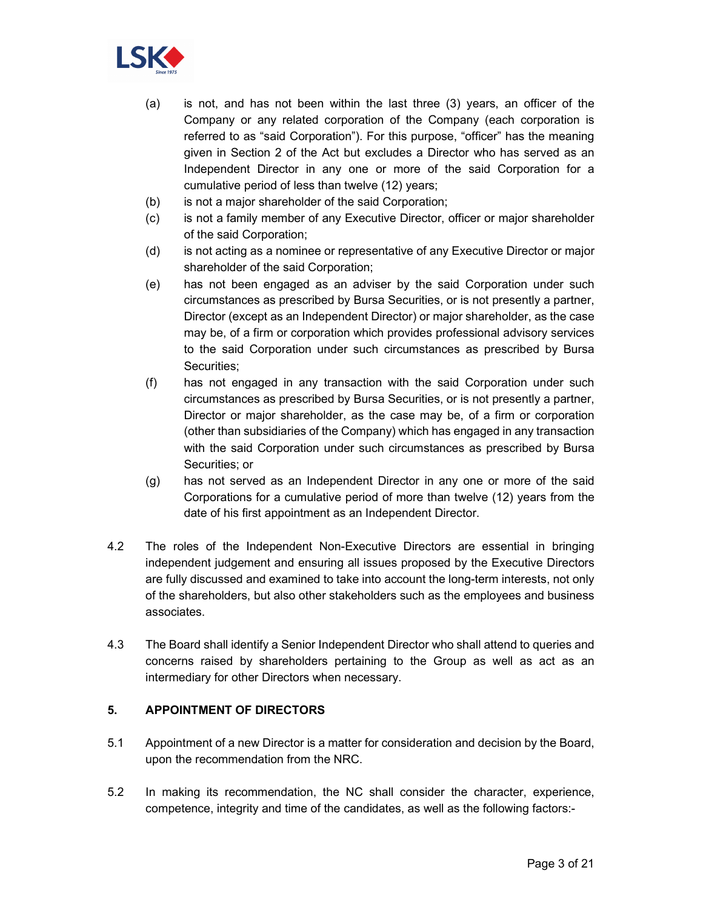(a) is not, and has not been within the last three (3) years, an officer of the Company or any related corporation of the Company (each corporation is referred to as "said Corporation"). For this purpose, "officer" has the meaning given in Section 2 of the Act but excludes a Director who has served as an Independent Director in any one or more of the said Corporation for a cumulative period of less than twelve (12) years;

(b) is not a major shareholder of the said Corporation;

(c) is not a family member of any Executive Director, officer or major shareholder of the said Corporation;

(d) is not acting as a nominee or representative of any Executive Director or major shareholder of the said Corporation;

(e) has not been engaged as an adviser by the said Corporation under such circumstances as prescribed by Bursa Securities, or is not presently a partner, Director (except as an Independent Director) or major shareholder, as the case may be, of a firm or corporation which provides professional advisory services to the said Corporation under such circumstances as prescribed by Bursa Securities;

(f) has not engaged in any transaction with the said Corporation under such circumstances as prescribed by Bursa Securities, or is not presently a partner, Director or major shareholder, as the case may be, of a firm or corporation (other than subsidiaries of the Company) which has engaged in any transaction with the said Corporation under such circumstances as prescribed by Bursa Securities; or

(g) has not served as an Independent Director in any one or more of the said Corporations for a cumulative period of more than twelve (12) years from the date of his first appointment as an Independent Director.

4.2 The roles of the Independent Non-Executive Directors are essential in bringing independent judgement and ensuring all issues proposed by the Executive Directors are fully discussed and examined to take into account the long-term interests, not only of the shareholders, but also other stakeholders such as the employees and business associates.

4.3 The Board shall identify a Senior Independent Director who shall attend to queries and concerns raised by shareholders pertaining to the Group as well as act as an intermediary for other Directors when necessary.

## 5. APPOINTMENT OF DIRECTORS

5.1 Appointment of a new Director is a matter for consideration and decision by the Board, upon the recommendation from the NRC.

5.2 In making its recommendation, the NC shall consider the character, experience, competence, integrity and time of the candidates, as well as the following factors:-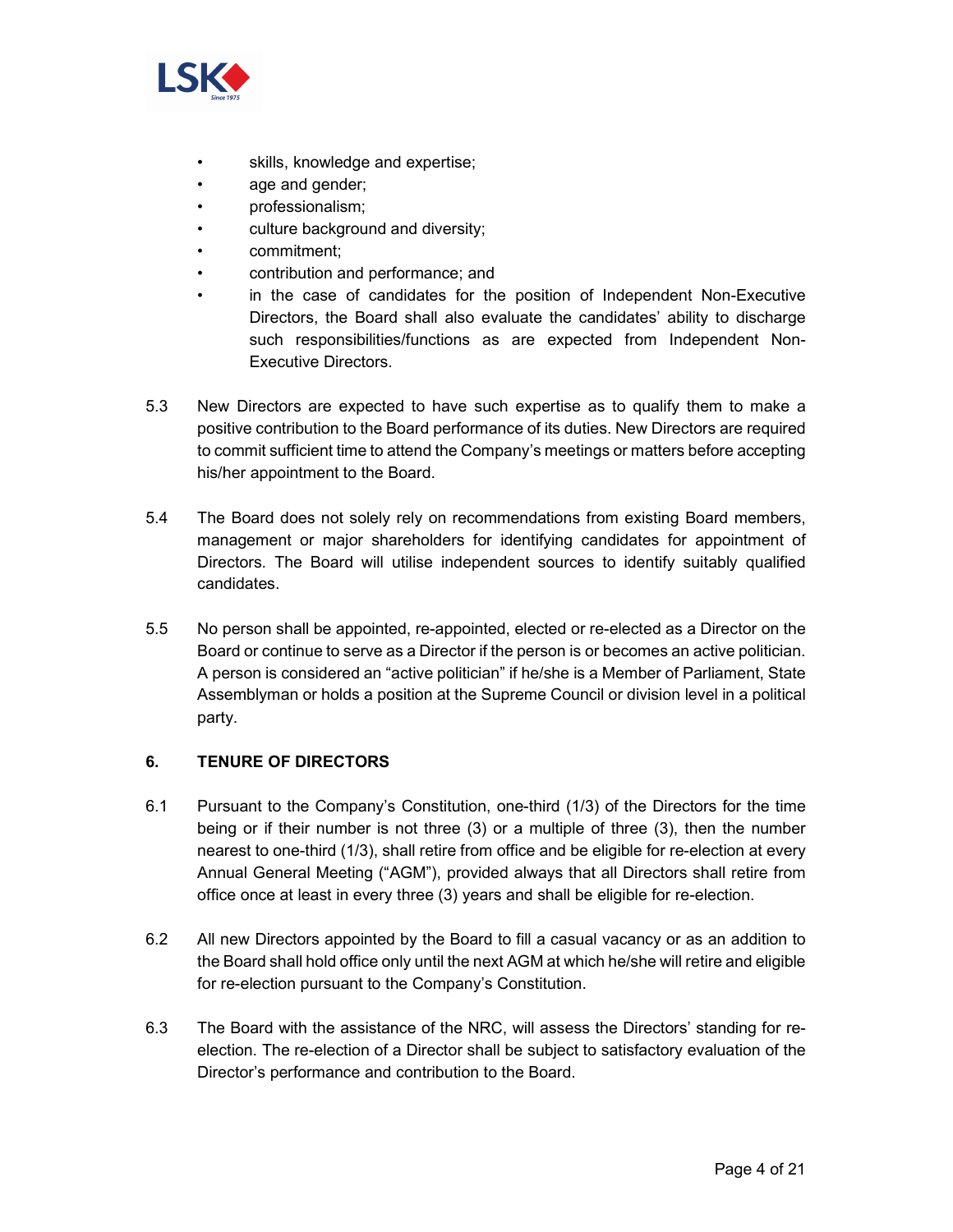- skills, knowledge and expertise;
- age and gender;
- professionalism;
- culture background and diversity;
- commitment;
- contribution and performance; and
- in the case of candidates for the position of Independent Non-Executive Directors, the Board shall also evaluate the candidates' ability to discharge such responsibilities/functions as are expected from Independent Non-Executive Directors.

5.3 New Directors are expected to have such expertise as to qualify them to make a positive contribution to the Board performance of its duties. New Directors are required to commit sufficient time to attend the Company's meetings or matters before accepting his/her appointment to the Board.

5.4 The Board does not solely rely on recommendations from existing Board members, management or major shareholders for identifying candidates for appointment of Directors. The Board will utilise independent sources to identify suitably qualified candidates.

5.5 No person shall be appointed, re-appointed, elected or re-elected as a Director on the Board or continue to serve as a Director if the person is or becomes an active politician. A person is considered an "active politician" if he/she is a Member of Parliament, State Assemblyman or holds a position at the Supreme Council or division level in a political party.

## 6. TENURE OF DIRECTORS

6.1 Pursuant to the Company's Constitution, one-third (1/3) of the Directors for the time being or if their number is not three (3) or a multiple of three (3), then the number nearest to one-third (1/3), shall retire from office and be eligible for re-election at every Annual General Meeting ("AGM"), provided always that all Directors shall retire from office once at least in every three (3) years and shall be eligible for re-election.

6.2 All new Directors appointed by the Board to fill a casual vacancy or as an addition to the Board shall hold office only until the next AGM at which he/she will retire and eligible for re-election pursuant to the Company's Constitution.

6.3 The Board with the assistance of the NRC, will assess the Directors' standing for re-election. The re-election of a Director shall be subject to satisfactory evaluation of the Director's performance and contribution to the Board.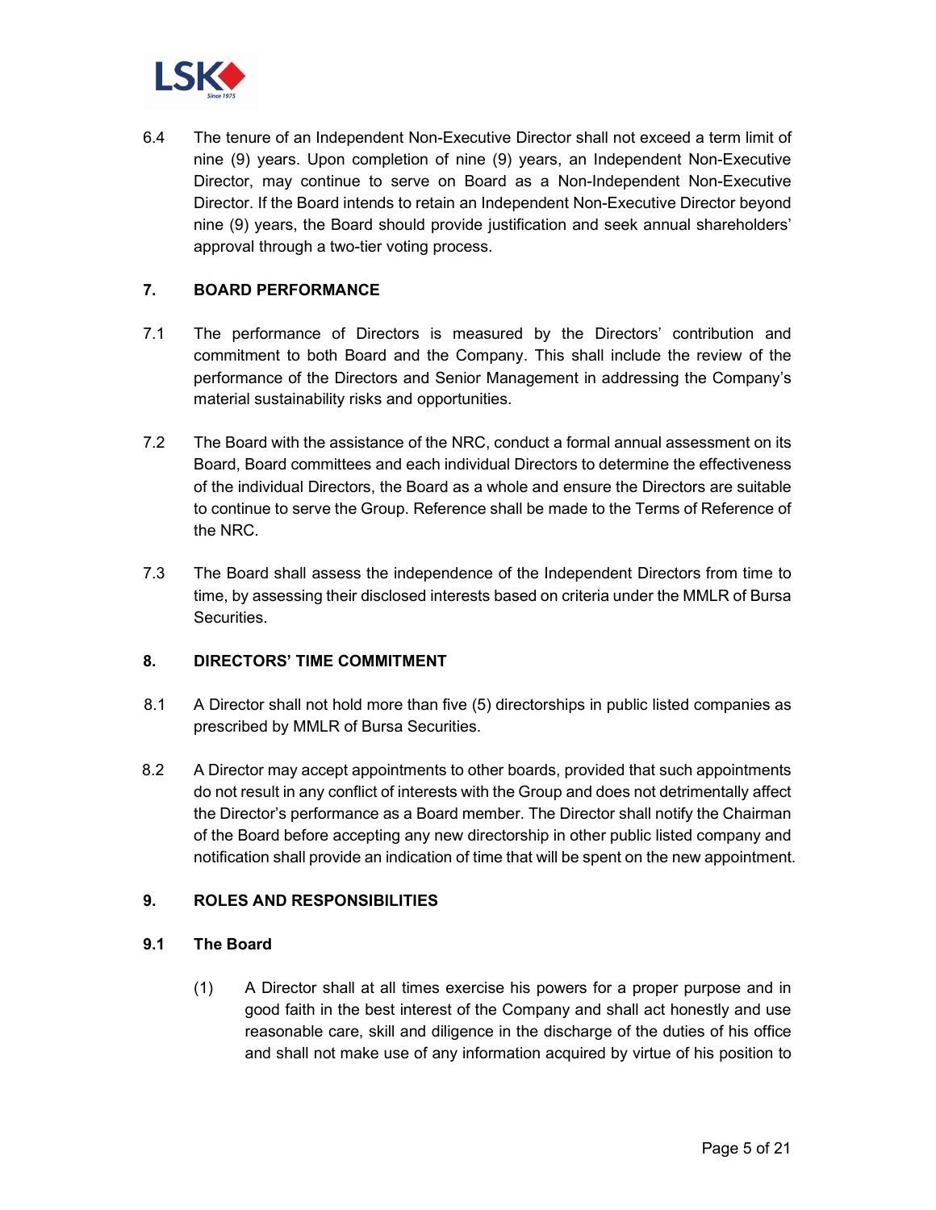6.4 The tenure of an Independent Non-Executive Director shall not exceed a term limit of nine (9) years. Upon completion of nine (9) years, an Independent Non-Executive Director, may continue to serve on Board as a Non-Independent Non-Executive Director. If the Board intends to retain an Independent Non-Executive Director beyond nine (9) years, the Board should provide justification and seek annual shareholders' approval through a two-tier voting process.

## 7. BOARD PERFORMANCE

7.1 The performance of Directors is measured by the Directors' contribution and commitment to both Board and the Company. This shall include the review of the performance of the Directors and Senior Management in addressing the Company's material sustainability risks and opportunities.

7.2 The Board with the assistance of the NRC, conduct a formal annual assessment on its Board, Board committees and each individual Directors to determine the effectiveness of the individual Directors, the Board as a whole and ensure the Directors are suitable to continue to serve the Group. Reference shall be made to the Terms of Reference of the NRC.

7.3 The Board shall assess the independence of the Independent Directors from time to time, by assessing their disclosed interests based on criteria under the MMLR of Bursa Securities.

## 8. DIRECTORS' TIME COMMITMENT

8.1 A Director shall not hold more than five (5) directorships in public listed companies as prescribed by MMLR of Bursa Securities.

8.2 A Director may accept appointments to other boards, provided that such appointments do not result in any conflict of interests with the Group and does not detrimentally affect the Director's performance as a Board member. The Director shall notify the Chairman of the Board before accepting any new directorship in other public listed company and notification shall provide an indication of time that will be spent on the new appointment.

## 9. ROLES AND RESPONSIBILITIES

### 9.1 The Board

(1) A Director shall at all times exercise his powers for a proper purpose and in good faith in the best interest of the Company and shall act honestly and use reasonable care, skill and diligence in the discharge of the duties of his office and shall not make use of any information acquired by virtue of his position to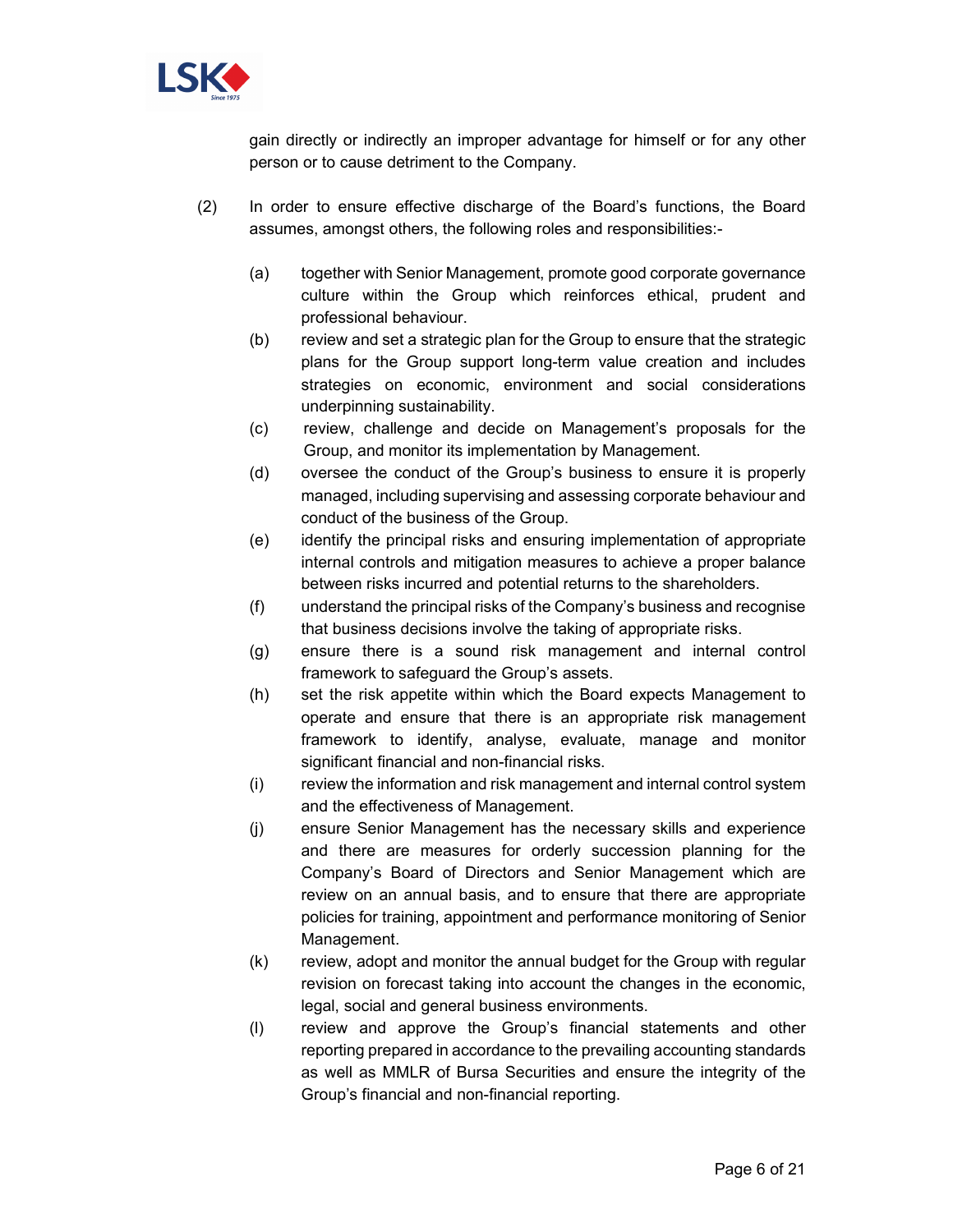gain directly or indirectly an improper advantage for himself or for any other person or to cause detriment to the Company.

(2) In order to ensure effective discharge of the Board's functions, the Board assumes, amongst others, the following roles and responsibilities:-

(a) together with Senior Management, promote good corporate governance culture within the Group which reinforces ethical, prudent and professional behaviour.

(b) review and set a strategic plan for the Group to ensure that the strategic plans for the Group support long-term value creation and includes strategies on economic, environment and social considerations underpinning sustainability.

(c) review, challenge and decide on Management's proposals for the Group, and monitor its implementation by Management.

(d) oversee the conduct of the Group's business to ensure it is properly managed, including supervising and assessing corporate behaviour and conduct of the business of the Group.

(e) identify the principal risks and ensuring implementation of appropriate internal controls and mitigation measures to achieve a proper balance between risks incurred and potential returns to the shareholders.

(f) understand the principal risks of the Company's business and recognise that business decisions involve the taking of appropriate risks.

(g) ensure there is a sound risk management and internal control framework to safeguard the Group's assets.

(h) set the risk appetite within which the Board expects Management to operate and ensure that there is an appropriate risk management framework to identify, analyse, evaluate, manage and monitor significant financial and non-financial risks.

(i) review the information and risk management and internal control system and the effectiveness of Management.

(j) ensure Senior Management has the necessary skills and experience and there are measures for orderly succession planning for the Company's Board of Directors and Senior Management which are review on an annual basis, and to ensure that there are appropriate policies for training, appointment and performance monitoring of Senior Management.

(k) review, adopt and monitor the annual budget for the Group with regular revision on forecast taking into account the changes in the economic, legal, social and general business environments.

(l) review and approve the Group's financial statements and other reporting prepared in accordance to the prevailing accounting standards as well as MMLR of Bursa Securities and ensure the integrity of the Group's financial and non-financial reporting.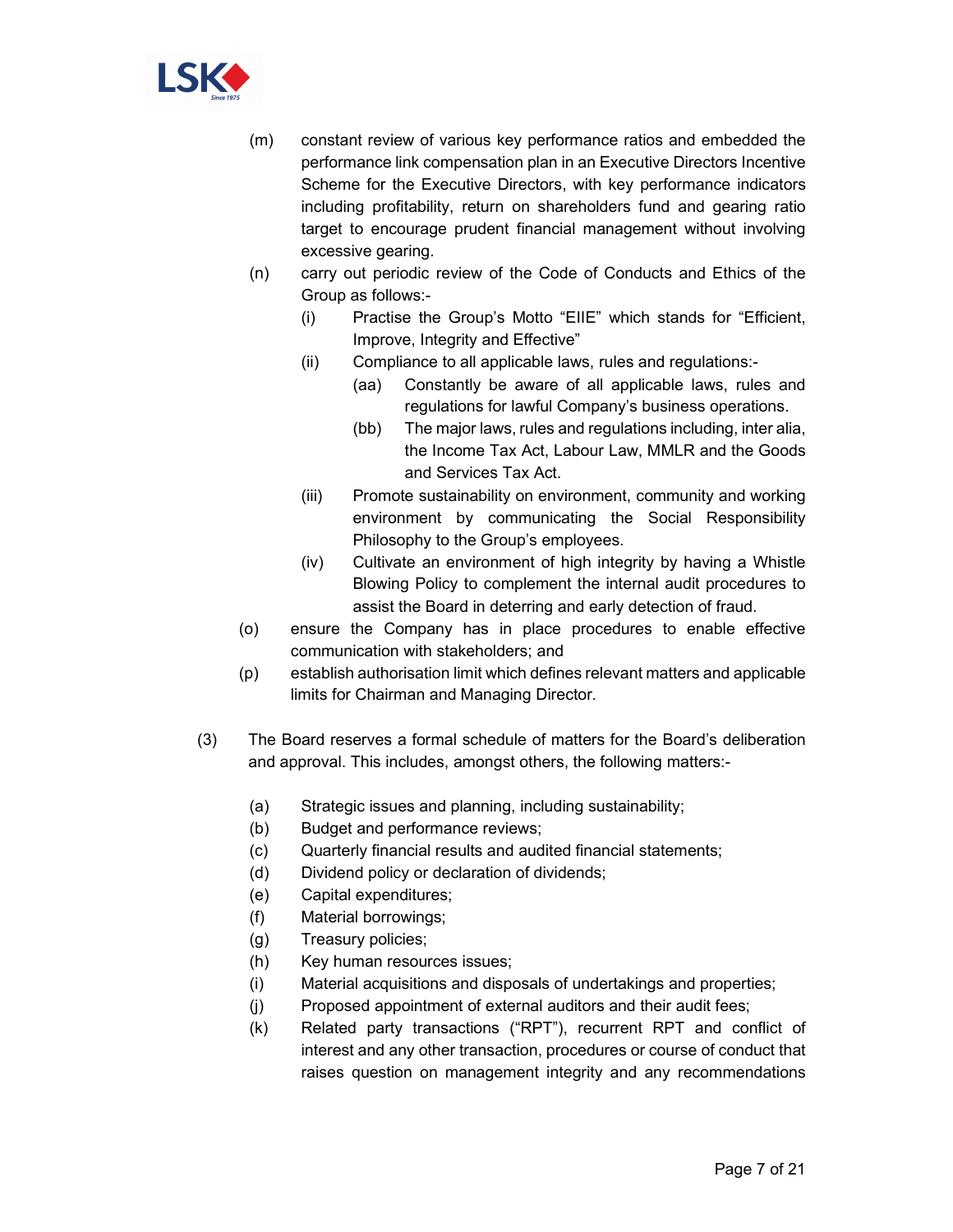(m) constant review of various key performance ratios and embedded the performance link compensation plan in an Executive Directors Incentive Scheme for the Executive Directors, with key performance indicators including profitability, return on shareholders fund and gearing ratio target to encourage prudent financial management without involving excessive gearing.

(n) carry out periodic review of the Code of Conducts and Ethics of the Group as follows:-

  (i) Practise the Group's Motto "EIIE" which stands for "Efficient, Improve, Integrity and Effective"

  (ii) Compliance to all applicable laws, rules and regulations:-

    (aa) Constantly be aware of all applicable laws, rules and regulations for lawful Company's business operations.

    (bb) The major laws, rules and regulations including, inter alia, the Income Tax Act, Labour Law, MMLR and the Goods and Services Tax Act.

  (iii) Promote sustainability on environment, community and working environment by communicating the Social Responsibility Philosophy to the Group's employees.

  (iv) Cultivate an environment of high integrity by having a Whistle Blowing Policy to complement the internal audit procedures to assist the Board in deterring and early detection of fraud.

(o) ensure the Company has in place procedures to enable effective communication with stakeholders; and

(p) establish authorisation limit which defines relevant matters and applicable limits for Chairman and Managing Director.

(3) The Board reserves a formal schedule of matters for the Board's deliberation and approval. This includes, amongst others, the following matters:-

  (a) Strategic issues and planning, including sustainability;

  (b) Budget and performance reviews;

  (c) Quarterly financial results and audited financial statements;

  (d) Dividend policy or declaration of dividends;

  (e) Capital expenditures;

  (f) Material borrowings;

  (g) Treasury policies;

  (h) Key human resources issues;

  (i) Material acquisitions and disposals of undertakings and properties;

  (j) Proposed appointment of external auditors and their audit fees;

  (k) Related party transactions ("RPT"), recurrent RPT and conflict of interest and any other transaction, procedures or course of conduct that raises question on management integrity and any recommendations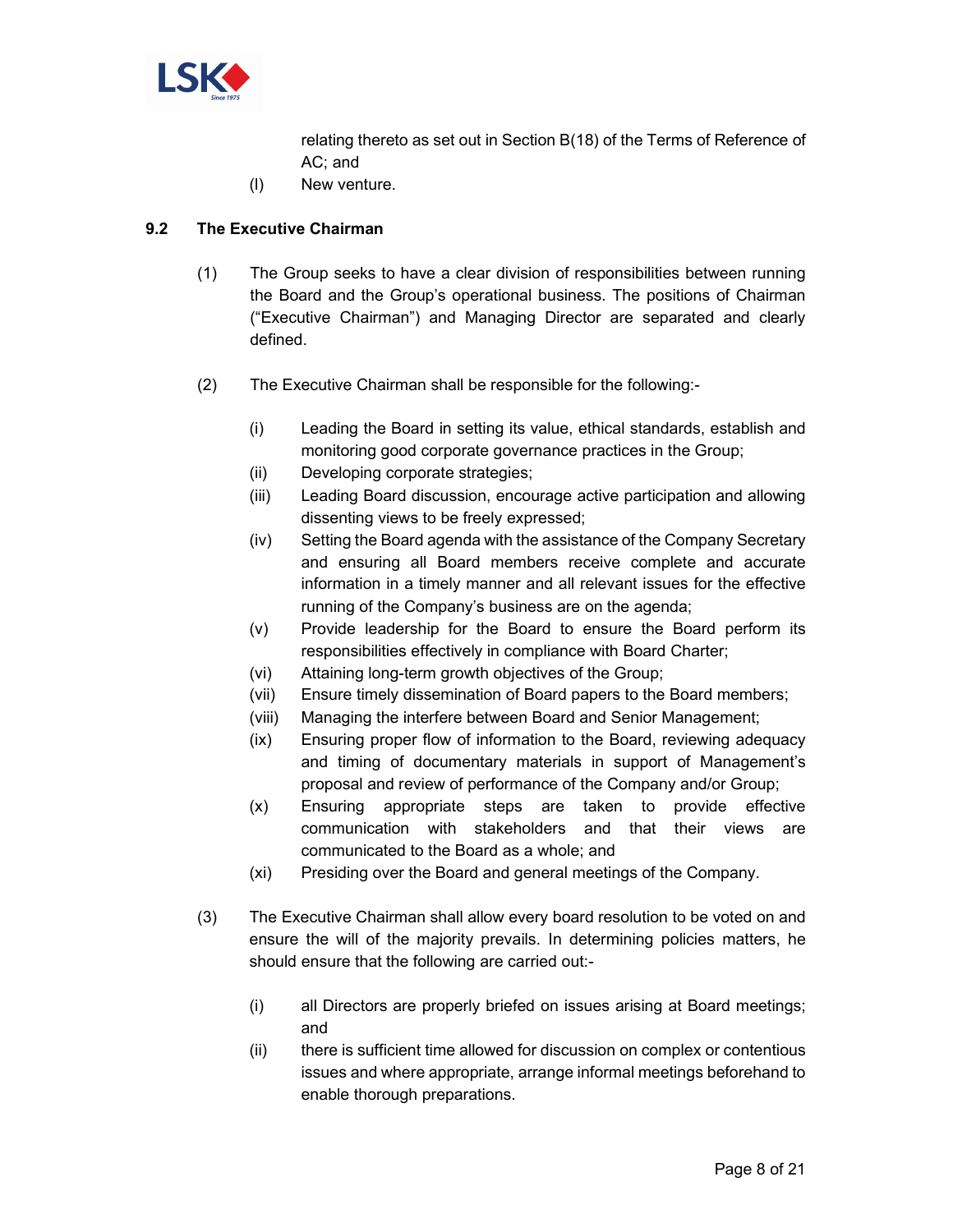relating thereto as set out in Section B(18) of the Terms of Reference of AC; and

(l) New venture.

### 9.2 The Executive Chairman

(1) The Group seeks to have a clear division of responsibilities between running the Board and the Group's operational business. The positions of Chairman ("Executive Chairman") and Managing Director are separated and clearly defined.

(2) The Executive Chairman shall be responsible for the following:-

(i) Leading the Board in setting its value, ethical standards, establish and monitoring good corporate governance practices in the Group;
(ii) Developing corporate strategies;
(iii) Leading Board discussion, encourage active participation and allowing dissenting views to be freely expressed;
(iv) Setting the Board agenda with the assistance of the Company Secretary and ensuring all Board members receive complete and accurate information in a timely manner and all relevant issues for the effective running of the Company's business are on the agenda;
(v) Provide leadership for the Board to ensure the Board perform its responsibilities effectively in compliance with Board Charter;
(vi) Attaining long-term growth objectives of the Group;
(vii) Ensure timely dissemination of Board papers to the Board members;
(viii) Managing the interfere between Board and Senior Management;
(ix) Ensuring proper flow of information to the Board, reviewing adequacy and timing of documentary materials in support of Management's proposal and review of performance of the Company and/or Group;
(x) Ensuring appropriate steps are taken to provide effective communication with stakeholders and that their views are communicated to the Board as a whole; and
(xi) Presiding over the Board and general meetings of the Company.

(3) The Executive Chairman shall allow every board resolution to be voted on and ensure the will of the majority prevails. In determining policies matters, he should ensure that the following are carried out:-

(i) all Directors are properly briefed on issues arising at Board meetings; and
(ii) there is sufficient time allowed for discussion on complex or contentious issues and where appropriate, arrange informal meetings beforehand to enable thorough preparations.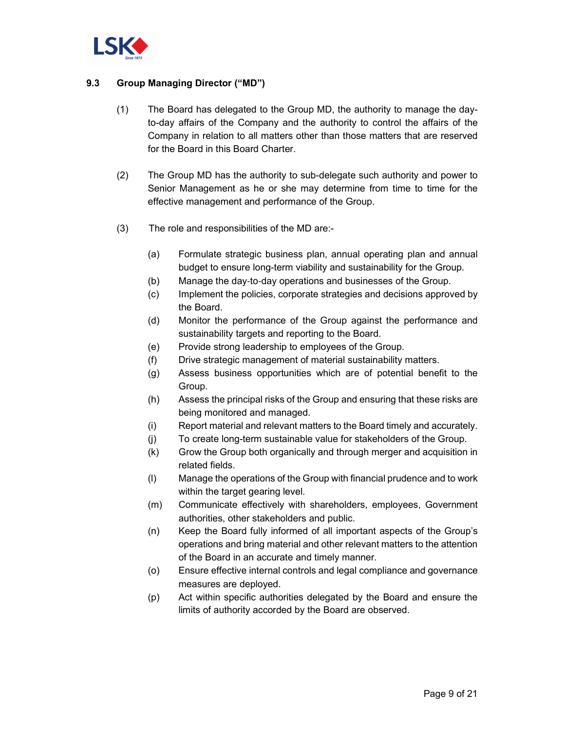### 9.3 Group Managing Director ("MD")

(1) The Board has delegated to the Group MD, the authority to manage the day-to-day affairs of the Company and the authority to control the affairs of the Company in relation to all matters other than those matters that are reserved for the Board in this Board Charter.

(2) The Group MD has the authority to sub-delegate such authority and power to Senior Management as he or she may determine from time to time for the effective management and performance of the Group.

(3) The role and responsibilities of the MD are:-

- (a) Formulate strategic business plan, annual operating plan and annual budget to ensure long-term viability and sustainability for the Group.
- (b) Manage the day-to-day operations and businesses of the Group.
- (c) Implement the policies, corporate strategies and decisions approved by the Board.
- (d) Monitor the performance of the Group against the performance and sustainability targets and reporting to the Board.
- (e) Provide strong leadership to employees of the Group.
- (f) Drive strategic management of material sustainability matters.
- (g) Assess business opportunities which are of potential benefit to the Group.
- (h) Assess the principal risks of the Group and ensuring that these risks are being monitored and managed.
- (i) Report material and relevant matters to the Board timely and accurately.
- (j) To create long-term sustainable value for stakeholders of the Group.
- (k) Grow the Group both organically and through merger and acquisition in related fields.
- (l) Manage the operations of the Group with financial prudence and to work within the target gearing level.
- (m) Communicate effectively with shareholders, employees, Government authorities, other stakeholders and public.
- (n) Keep the Board fully informed of all important aspects of the Group's operations and bring material and other relevant matters to the attention of the Board in an accurate and timely manner.
- (o) Ensure effective internal controls and legal compliance and governance measures are deployed.
- (p) Act within specific authorities delegated by the Board and ensure the limits of authority accorded by the Board are observed.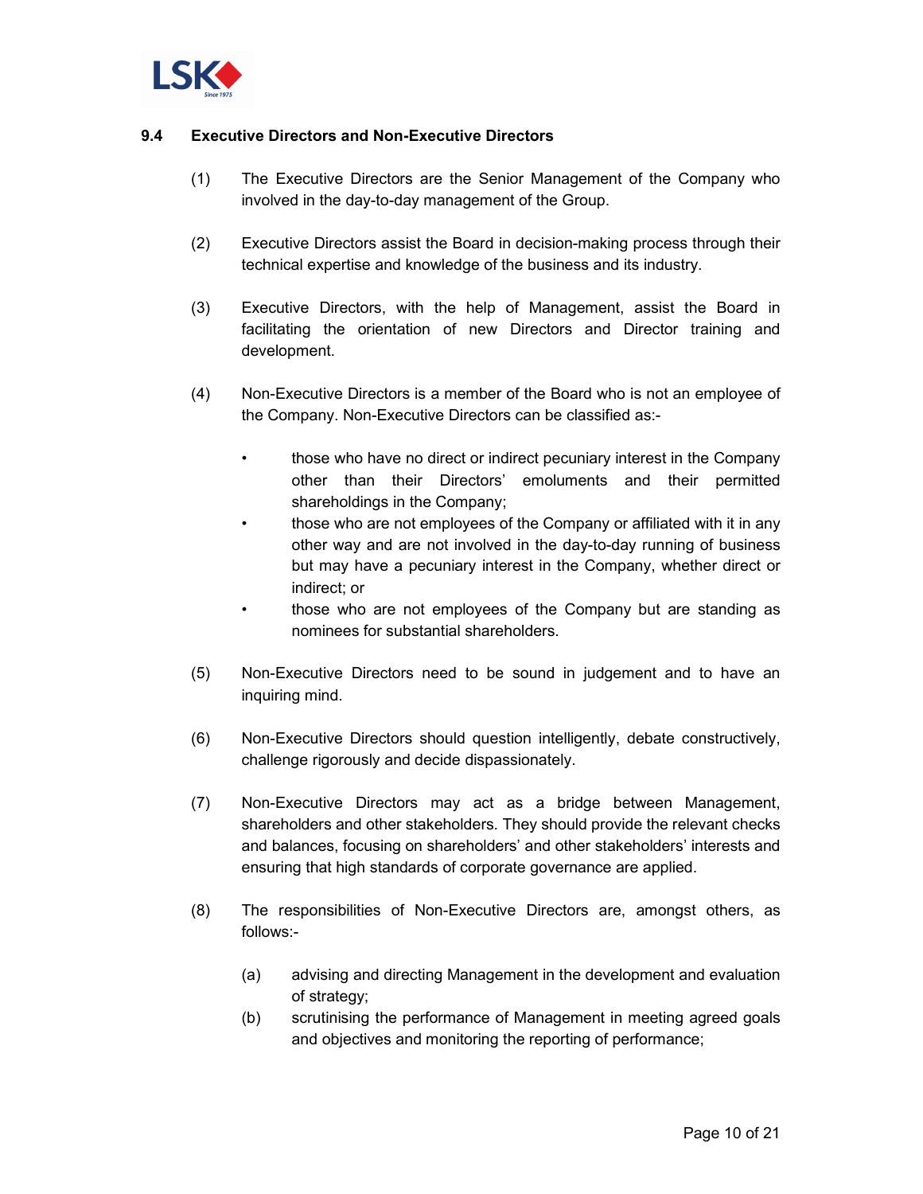### 9.4 Executive Directors and Non-Executive Directors

(1) The Executive Directors are the Senior Management of the Company who involved in the day-to-day management of the Group.

(2) Executive Directors assist the Board in decision-making process through their technical expertise and knowledge of the business and its industry.

(3) Executive Directors, with the help of Management, assist the Board in facilitating the orientation of new Directors and Director training and development.

(4) Non-Executive Directors is a member of the Board who is not an employee of the Company. Non-Executive Directors can be classified as:-

- those who have no direct or indirect pecuniary interest in the Company other than their Directors' emoluments and their permitted shareholdings in the Company;
- those who are not employees of the Company or affiliated with it in any other way and are not involved in the day-to-day running of business but may have a pecuniary interest in the Company, whether direct or indirect; or
- those who are not employees of the Company but are standing as nominees for substantial shareholders.

(5) Non-Executive Directors need to be sound in judgement and to have an inquiring mind.

(6) Non-Executive Directors should question intelligently, debate constructively, challenge rigorously and decide dispassionately.

(7) Non-Executive Directors may act as a bridge between Management, shareholders and other stakeholders. They should provide the relevant checks and balances, focusing on shareholders' and other stakeholders' interests and ensuring that high standards of corporate governance are applied.

(8) The responsibilities of Non-Executive Directors are, amongst others, as follows:-

(a) advising and directing Management in the development and evaluation of strategy;

(b) scrutinising the performance of Management in meeting agreed goals and objectives and monitoring the reporting of performance;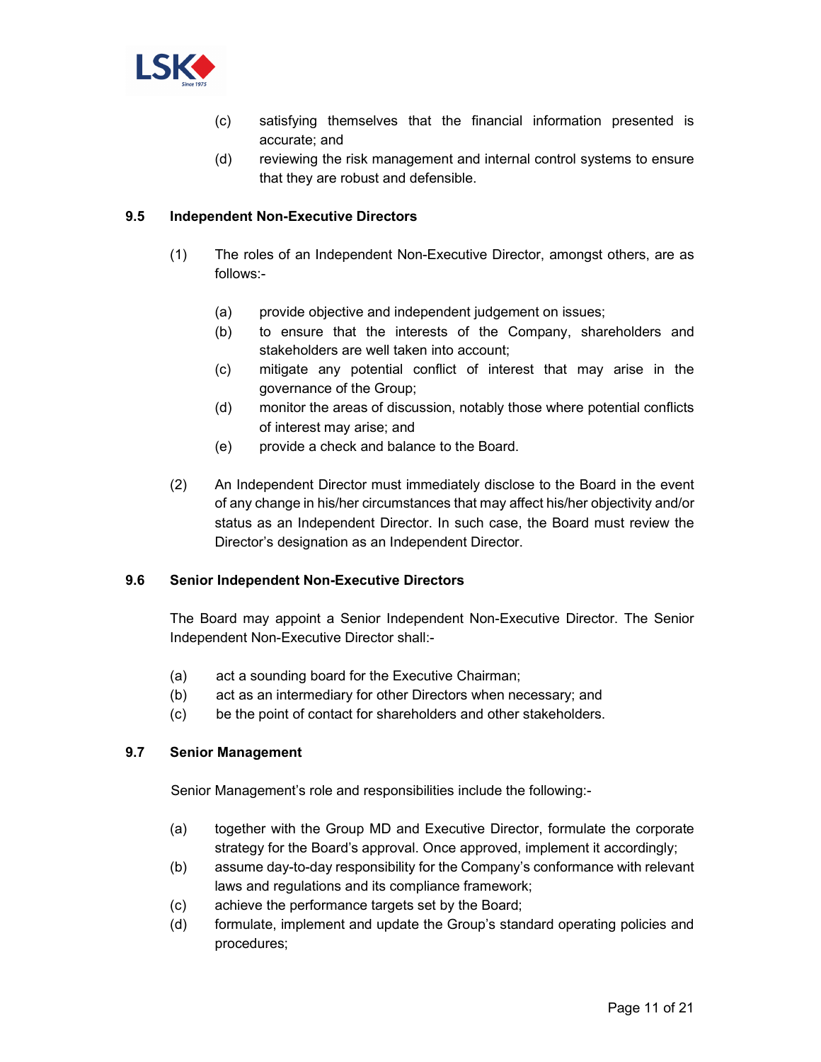(c) satisfying themselves that the financial information presented is accurate; and

(d) reviewing the risk management and internal control systems to ensure that they are robust and defensible.

### 9.5 Independent Non-Executive Directors

(1) The roles of an Independent Non-Executive Director, amongst others, are as follows:-

(a) provide objective and independent judgement on issues;

(b) to ensure that the interests of the Company, shareholders and stakeholders are well taken into account;

(c) mitigate any potential conflict of interest that may arise in the governance of the Group;

(d) monitor the areas of discussion, notably those where potential conflicts of interest may arise; and

(e) provide a check and balance to the Board.

(2) An Independent Director must immediately disclose to the Board in the event of any change in his/her circumstances that may affect his/her objectivity and/or status as an Independent Director. In such case, the Board must review the Director's designation as an Independent Director.

### 9.6 Senior Independent Non-Executive Directors

The Board may appoint a Senior Independent Non-Executive Director. The Senior Independent Non-Executive Director shall:-

(a) act a sounding board for the Executive Chairman;

(b) act as an intermediary for other Directors when necessary; and

(c) be the point of contact for shareholders and other stakeholders.

### 9.7 Senior Management

Senior Management's role and responsibilities include the following:-

(a) together with the Group MD and Executive Director, formulate the corporate strategy for the Board's approval. Once approved, implement it accordingly;

(b) assume day-to-day responsibility for the Company's conformance with relevant laws and regulations and its compliance framework;

(c) achieve the performance targets set by the Board;

(d) formulate, implement and update the Group's standard operating policies and procedures;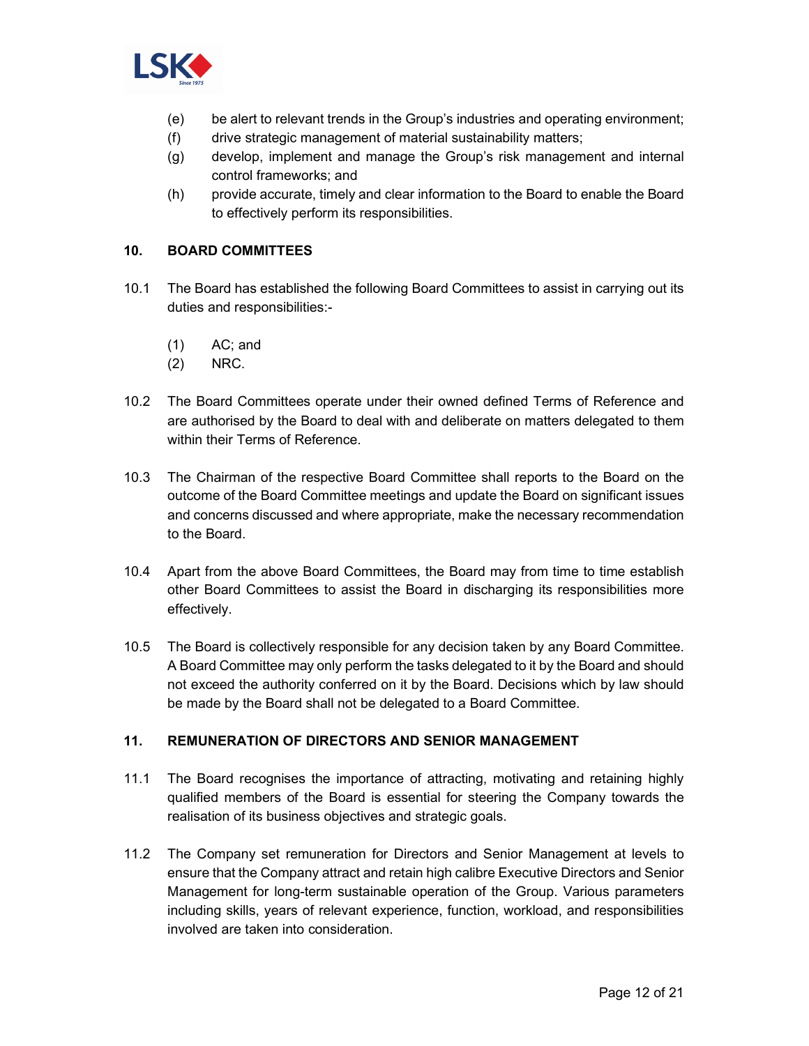(e) be alert to relevant trends in the Group's industries and operating environment;

(f) drive strategic management of material sustainability matters;

(g) develop, implement and manage the Group's risk management and internal control frameworks; and

(h) provide accurate, timely and clear information to the Board to enable the Board to effectively perform its responsibilities.

## 10. BOARD COMMITTEES

10.1 The Board has established the following Board Committees to assist in carrying out its duties and responsibilities:-

(1) AC; and

(2) NRC.

10.2 The Board Committees operate under their owned defined Terms of Reference and are authorised by the Board to deal with and deliberate on matters delegated to them within their Terms of Reference.

10.3 The Chairman of the respective Board Committee shall reports to the Board on the outcome of the Board Committee meetings and update the Board on significant issues and concerns discussed and where appropriate, make the necessary recommendation to the Board.

10.4 Apart from the above Board Committees, the Board may from time to time establish other Board Committees to assist the Board in discharging its responsibilities more effectively.

10.5 The Board is collectively responsible for any decision taken by any Board Committee. A Board Committee may only perform the tasks delegated to it by the Board and should not exceed the authority conferred on it by the Board. Decisions which by law should be made by the Board shall not be delegated to a Board Committee.

## 11. REMUNERATION OF DIRECTORS AND SENIOR MANAGEMENT

11.1 The Board recognises the importance of attracting, motivating and retaining highly qualified members of the Board is essential for steering the Company towards the realisation of its business objectives and strategic goals.

11.2 The Company set remuneration for Directors and Senior Management at levels to ensure that the Company attract and retain high calibre Executive Directors and Senior Management for long-term sustainable operation of the Group. Various parameters including skills, years of relevant experience, function, workload, and responsibilities involved are taken into consideration.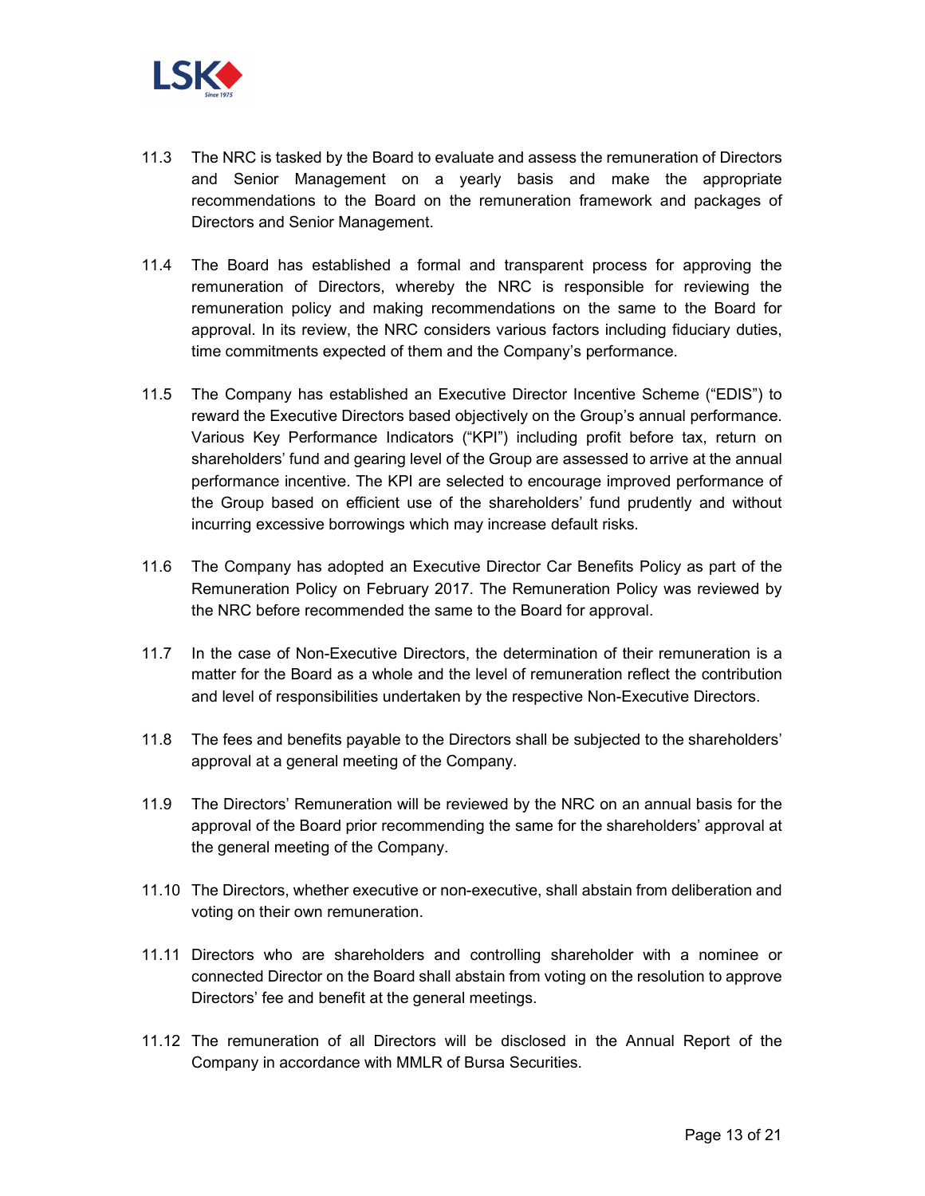11.3 The NRC is tasked by the Board to evaluate and assess the remuneration of Directors and Senior Management on a yearly basis and make the appropriate recommendations to the Board on the remuneration framework and packages of Directors and Senior Management.

11.4 The Board has established a formal and transparent process for approving the remuneration of Directors, whereby the NRC is responsible for reviewing the remuneration policy and making recommendations on the same to the Board for approval. In its review, the NRC considers various factors including fiduciary duties, time commitments expected of them and the Company's performance.

11.5 The Company has established an Executive Director Incentive Scheme ("EDIS") to reward the Executive Directors based objectively on the Group's annual performance. Various Key Performance Indicators ("KPI") including profit before tax, return on shareholders' fund and gearing level of the Group are assessed to arrive at the annual performance incentive. The KPI are selected to encourage improved performance of the Group based on efficient use of the shareholders' fund prudently and without incurring excessive borrowings which may increase default risks.

11.6 The Company has adopted an Executive Director Car Benefits Policy as part of the Remuneration Policy on February 2017. The Remuneration Policy was reviewed by the NRC before recommended the same to the Board for approval.

11.7 In the case of Non-Executive Directors, the determination of their remuneration is a matter for the Board as a whole and the level of remuneration reflect the contribution and level of responsibilities undertaken by the respective Non-Executive Directors.

11.8 The fees and benefits payable to the Directors shall be subjected to the shareholders' approval at a general meeting of the Company.

11.9 The Directors' Remuneration will be reviewed by the NRC on an annual basis for the approval of the Board prior recommending the same for the shareholders' approval at the general meeting of the Company.

11.10 The Directors, whether executive or non-executive, shall abstain from deliberation and voting on their own remuneration.

11.11 Directors who are shareholders and controlling shareholder with a nominee or connected Director on the Board shall abstain from voting on the resolution to approve Directors' fee and benefit at the general meetings.

11.12 The remuneration of all Directors will be disclosed in the Annual Report of the Company in accordance with MMLR of Bursa Securities.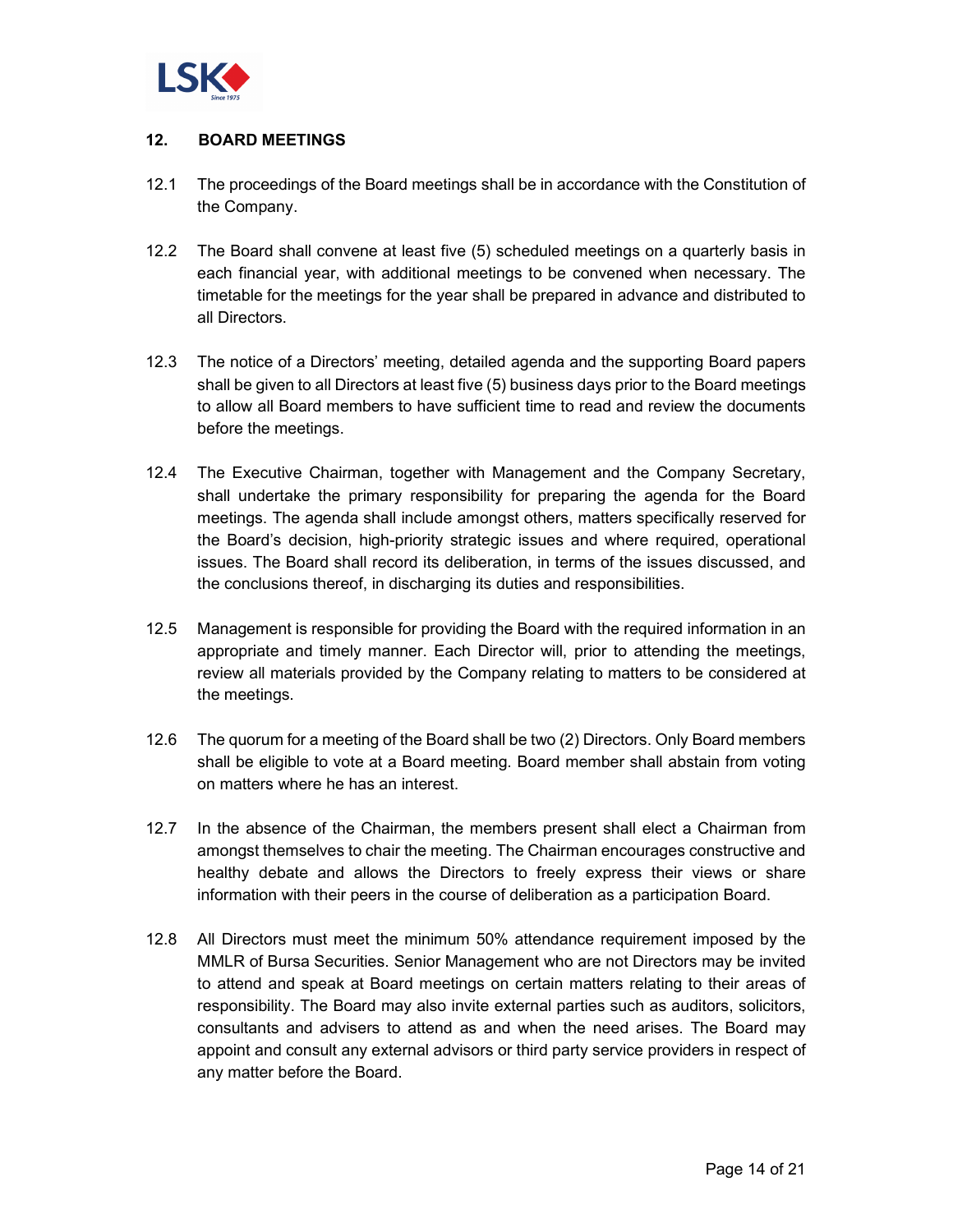## 12. BOARD MEETINGS

12.1 The proceedings of the Board meetings shall be in accordance with the Constitution of the Company.

12.2 The Board shall convene at least five (5) scheduled meetings on a quarterly basis in each financial year, with additional meetings to be convened when necessary. The timetable for the meetings for the year shall be prepared in advance and distributed to all Directors.

12.3 The notice of a Directors' meeting, detailed agenda and the supporting Board papers shall be given to all Directors at least five (5) business days prior to the Board meetings to allow all Board members to have sufficient time to read and review the documents before the meetings.

12.4 The Executive Chairman, together with Management and the Company Secretary, shall undertake the primary responsibility for preparing the agenda for the Board meetings. The agenda shall include amongst others, matters specifically reserved for the Board's decision, high-priority strategic issues and where required, operational issues. The Board shall record its deliberation, in terms of the issues discussed, and the conclusions thereof, in discharging its duties and responsibilities.

12.5 Management is responsible for providing the Board with the required information in an appropriate and timely manner. Each Director will, prior to attending the meetings, review all materials provided by the Company relating to matters to be considered at the meetings.

12.6 The quorum for a meeting of the Board shall be two (2) Directors. Only Board members shall be eligible to vote at a Board meeting. Board member shall abstain from voting on matters where he has an interest.

12.7 In the absence of the Chairman, the members present shall elect a Chairman from amongst themselves to chair the meeting. The Chairman encourages constructive and healthy debate and allows the Directors to freely express their views or share information with their peers in the course of deliberation as a participation Board.

12.8 All Directors must meet the minimum 50% attendance requirement imposed by the MMLR of Bursa Securities. Senior Management who are not Directors may be invited to attend and speak at Board meetings on certain matters relating to their areas of responsibility. The Board may also invite external parties such as auditors, solicitors, consultants and advisers to attend as and when the need arises. The Board may appoint and consult any external advisors or third party service providers in respect of any matter before the Board.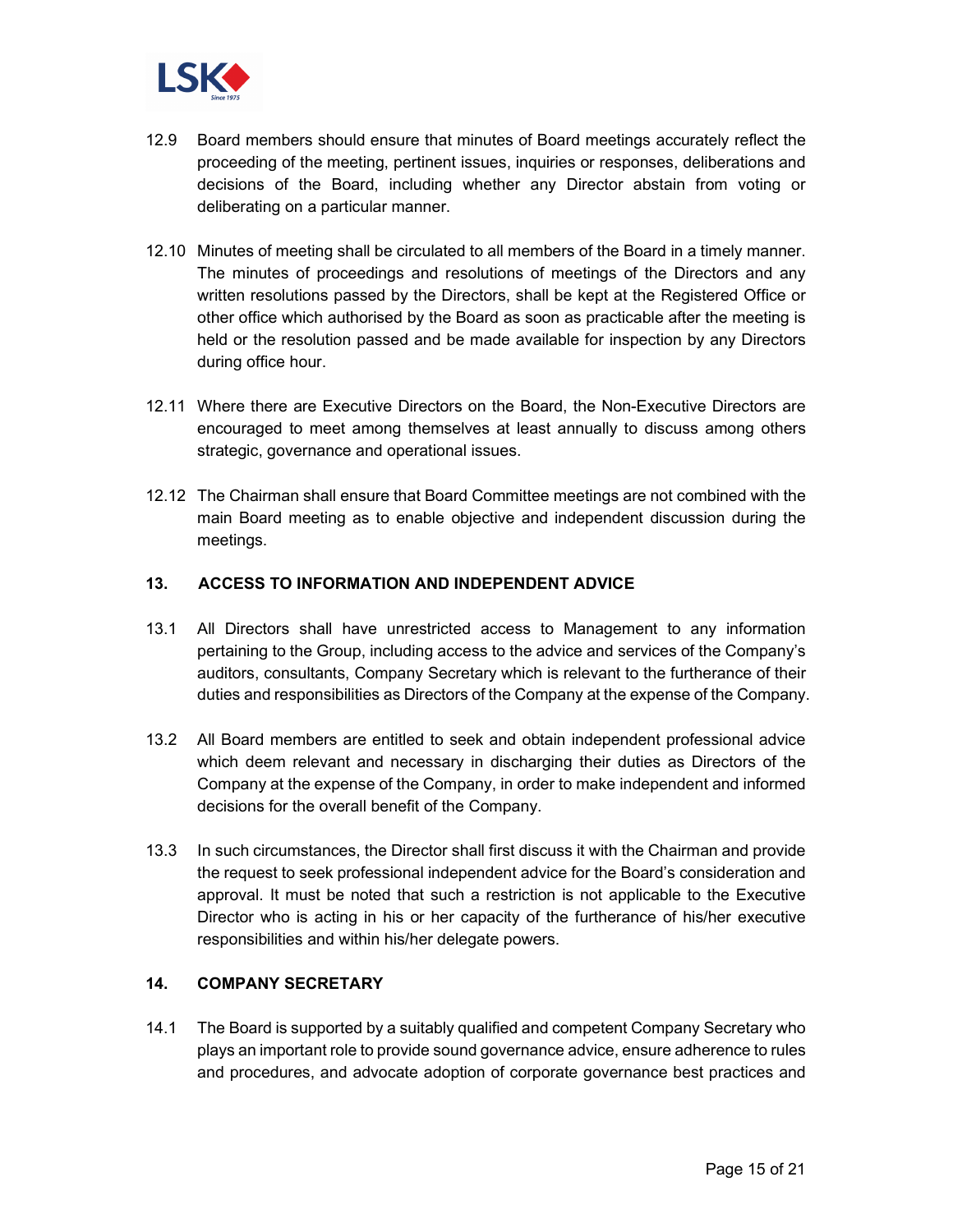12.9 Board members should ensure that minutes of Board meetings accurately reflect the proceeding of the meeting, pertinent issues, inquiries or responses, deliberations and decisions of the Board, including whether any Director abstain from voting or deliberating on a particular manner.

12.10 Minutes of meeting shall be circulated to all members of the Board in a timely manner. The minutes of proceedings and resolutions of meetings of the Directors and any written resolutions passed by the Directors, shall be kept at the Registered Office or other office which authorised by the Board as soon as practicable after the meeting is held or the resolution passed and be made available for inspection by any Directors during office hour.

12.11 Where there are Executive Directors on the Board, the Non-Executive Directors are encouraged to meet among themselves at least annually to discuss among others strategic, governance and operational issues.

12.12 The Chairman shall ensure that Board Committee meetings are not combined with the main Board meeting as to enable objective and independent discussion during the meetings.

## 13. ACCESS TO INFORMATION AND INDEPENDENT ADVICE

13.1 All Directors shall have unrestricted access to Management to any information pertaining to the Group, including access to the advice and services of the Company's auditors, consultants, Company Secretary which is relevant to the furtherance of their duties and responsibilities as Directors of the Company at the expense of the Company.

13.2 All Board members are entitled to seek and obtain independent professional advice which deem relevant and necessary in discharging their duties as Directors of the Company at the expense of the Company, in order to make independent and informed decisions for the overall benefit of the Company.

13.3 In such circumstances, the Director shall first discuss it with the Chairman and provide the request to seek professional independent advice for the Board's consideration and approval. It must be noted that such a restriction is not applicable to the Executive Director who is acting in his or her capacity of the furtherance of his/her executive responsibilities and within his/her delegate powers.

## 14. COMPANY SECRETARY

14.1 The Board is supported by a suitably qualified and competent Company Secretary who plays an important role to provide sound governance advice, ensure adherence to rules and procedures, and advocate adoption of corporate governance best practices and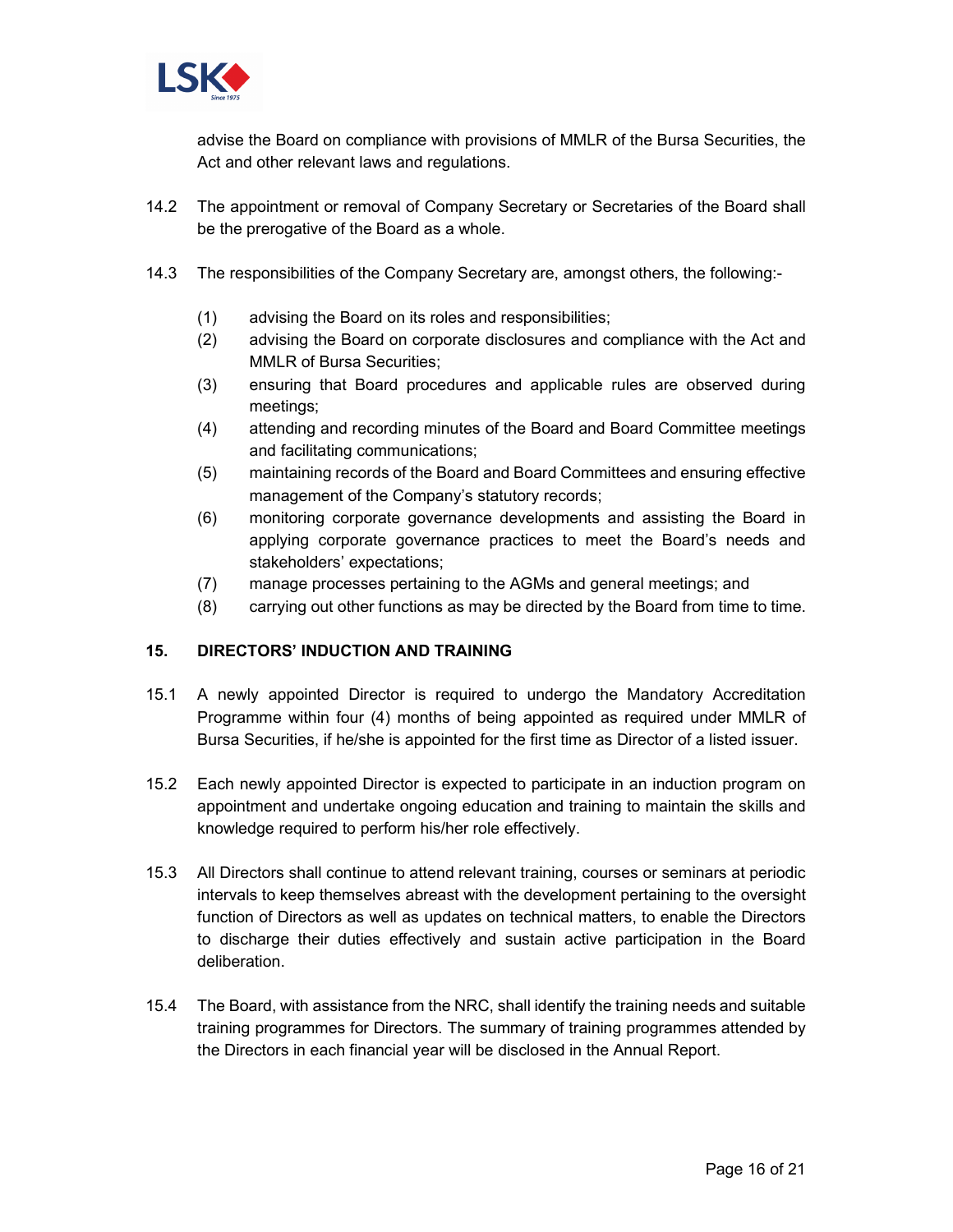advise the Board on compliance with provisions of MMLR of the Bursa Securities, the Act and other relevant laws and regulations.

14.2 The appointment or removal of Company Secretary or Secretaries of the Board shall be the prerogative of the Board as a whole.

14.3 The responsibilities of the Company Secretary are, amongst others, the following:-

(1) advising the Board on its roles and responsibilities;
(2) advising the Board on corporate disclosures and compliance with the Act and MMLR of Bursa Securities;
(3) ensuring that Board procedures and applicable rules are observed during meetings;
(4) attending and recording minutes of the Board and Board Committee meetings and facilitating communications;
(5) maintaining records of the Board and Board Committees and ensuring effective management of the Company's statutory records;
(6) monitoring corporate governance developments and assisting the Board in applying corporate governance practices to meet the Board's needs and stakeholders' expectations;
(7) manage processes pertaining to the AGMs and general meetings; and
(8) carrying out other functions as may be directed by the Board from time to time.

## 15. DIRECTORS' INDUCTION AND TRAINING

15.1 A newly appointed Director is required to undergo the Mandatory Accreditation Programme within four (4) months of being appointed as required under MMLR of Bursa Securities, if he/she is appointed for the first time as Director of a listed issuer.

15.2 Each newly appointed Director is expected to participate in an induction program on appointment and undertake ongoing education and training to maintain the skills and knowledge required to perform his/her role effectively.

15.3 All Directors shall continue to attend relevant training, courses or seminars at periodic intervals to keep themselves abreast with the development pertaining to the oversight function of Directors as well as updates on technical matters, to enable the Directors to discharge their duties effectively and sustain active participation in the Board deliberation.

15.4 The Board, with assistance from the NRC, shall identify the training needs and suitable training programmes for Directors. The summary of training programmes attended by the Directors in each financial year will be disclosed in the Annual Report.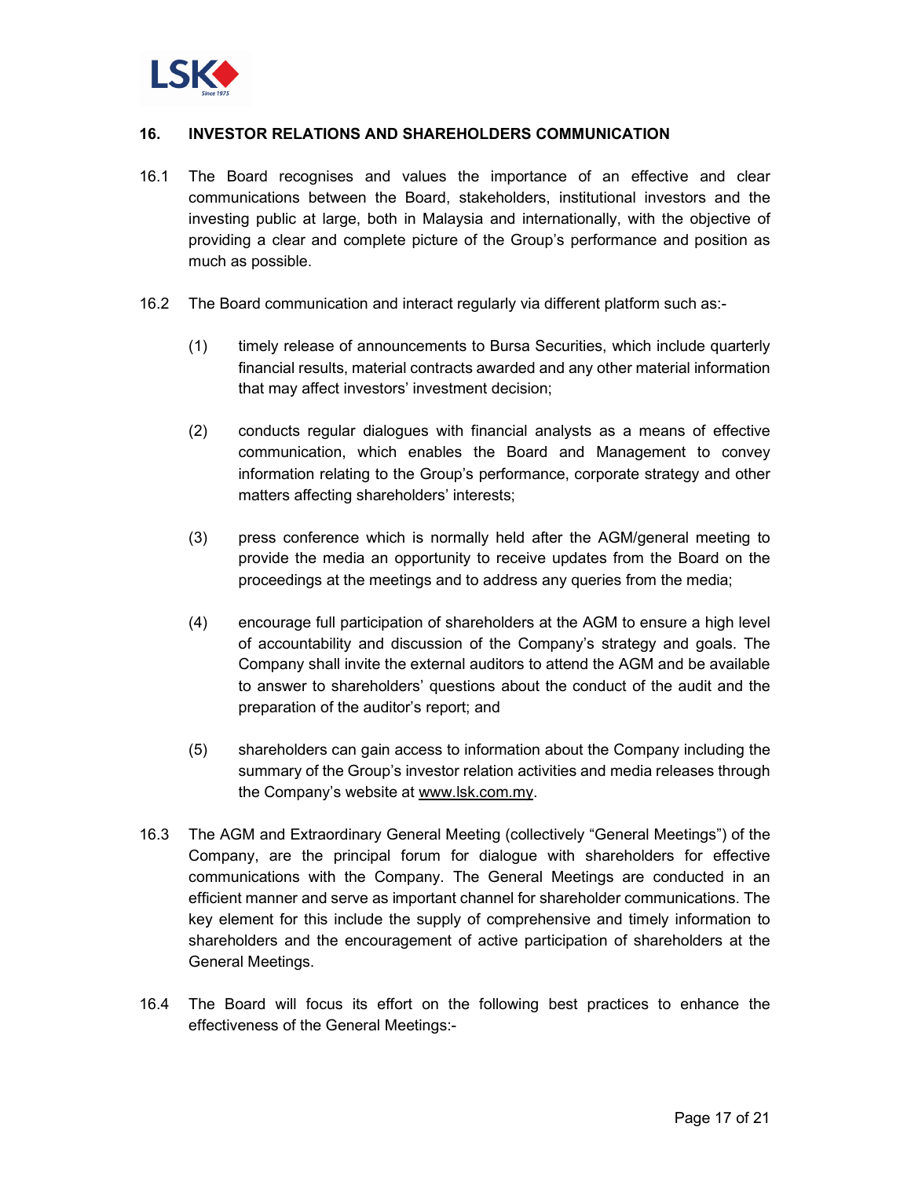## 16. INVESTOR RELATIONS AND SHAREHOLDERS COMMUNICATION

16.1 The Board recognises and values the importance of an effective and clear communications between the Board, stakeholders, institutional investors and the investing public at large, both in Malaysia and internationally, with the objective of providing a clear and complete picture of the Group's performance and position as much as possible.

16.2 The Board communication and interact regularly via different platform such as:-

(1) timely release of announcements to Bursa Securities, which include quarterly financial results, material contracts awarded and any other material information that may affect investors' investment decision;

(2) conducts regular dialogues with financial analysts as a means of effective communication, which enables the Board and Management to convey information relating to the Group's performance, corporate strategy and other matters affecting shareholders' interests;

(3) press conference which is normally held after the AGM/general meeting to provide the media an opportunity to receive updates from the Board on the proceedings at the meetings and to address any queries from the media;

(4) encourage full participation of shareholders at the AGM to ensure a high level of accountability and discussion of the Company's strategy and goals. The Company shall invite the external auditors to attend the AGM and be available to answer to shareholders' questions about the conduct of the audit and the preparation of the auditor's report; and

(5) shareholders can gain access to information about the Company including the summary of the Group's investor relation activities and media releases through the Company's website at www.lsk.com.my.

16.3 The AGM and Extraordinary General Meeting (collectively "General Meetings") of the Company, are the principal forum for dialogue with shareholders for effective communications with the Company. The General Meetings are conducted in an efficient manner and serve as important channel for shareholder communications. The key element for this include the supply of comprehensive and timely information to shareholders and the encouragement of active participation of shareholders at the General Meetings.

16.4 The Board will focus its effort on the following best practices to enhance the effectiveness of the General Meetings:-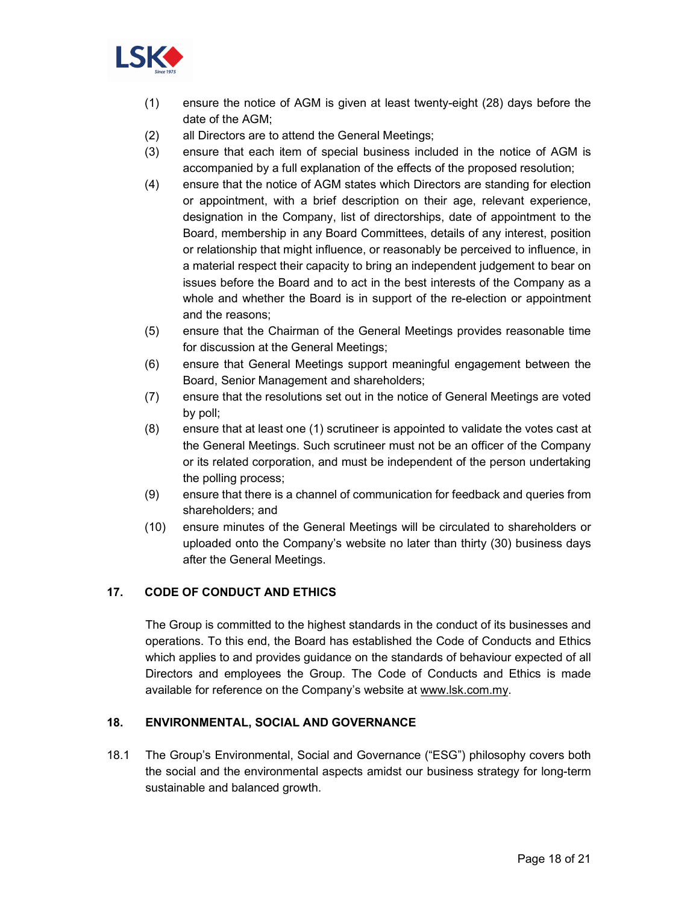(1) ensure the notice of AGM is given at least twenty-eight (28) days before the date of the AGM;

(2) all Directors are to attend the General Meetings;

(3) ensure that each item of special business included in the notice of AGM is accompanied by a full explanation of the effects of the proposed resolution;

(4) ensure that the notice of AGM states which Directors are standing for election or appointment, with a brief description on their age, relevant experience, designation in the Company, list of directorships, date of appointment to the Board, membership in any Board Committees, details of any interest, position or relationship that might influence, or reasonably be perceived to influence, in a material respect their capacity to bring an independent judgement to bear on issues before the Board and to act in the best interests of the Company as a whole and whether the Board is in support of the re-election or appointment and the reasons;

(5) ensure that the Chairman of the General Meetings provides reasonable time for discussion at the General Meetings;

(6) ensure that General Meetings support meaningful engagement between the Board, Senior Management and shareholders;

(7) ensure that the resolutions set out in the notice of General Meetings are voted by poll;

(8) ensure that at least one (1) scrutineer is appointed to validate the votes cast at the General Meetings. Such scrutineer must not be an officer of the Company or its related corporation, and must be independent of the person undertaking the polling process;

(9) ensure that there is a channel of communication for feedback and queries from shareholders; and

(10) ensure minutes of the General Meetings will be circulated to shareholders or uploaded onto the Company's website no later than thirty (30) business days after the General Meetings.

## 17. CODE OF CONDUCT AND ETHICS

The Group is committed to the highest standards in the conduct of its businesses and operations. To this end, the Board has established the Code of Conducts and Ethics which applies to and provides guidance on the standards of behaviour expected of all Directors and employees the Group. The Code of Conducts and Ethics is made available for reference on the Company's website at www.lsk.com.my.

## 18. ENVIRONMENTAL, SOCIAL AND GOVERNANCE

18.1 The Group's Environmental, Social and Governance ("ESG") philosophy covers both the social and the environmental aspects amidst our business strategy for long-term sustainable and balanced growth.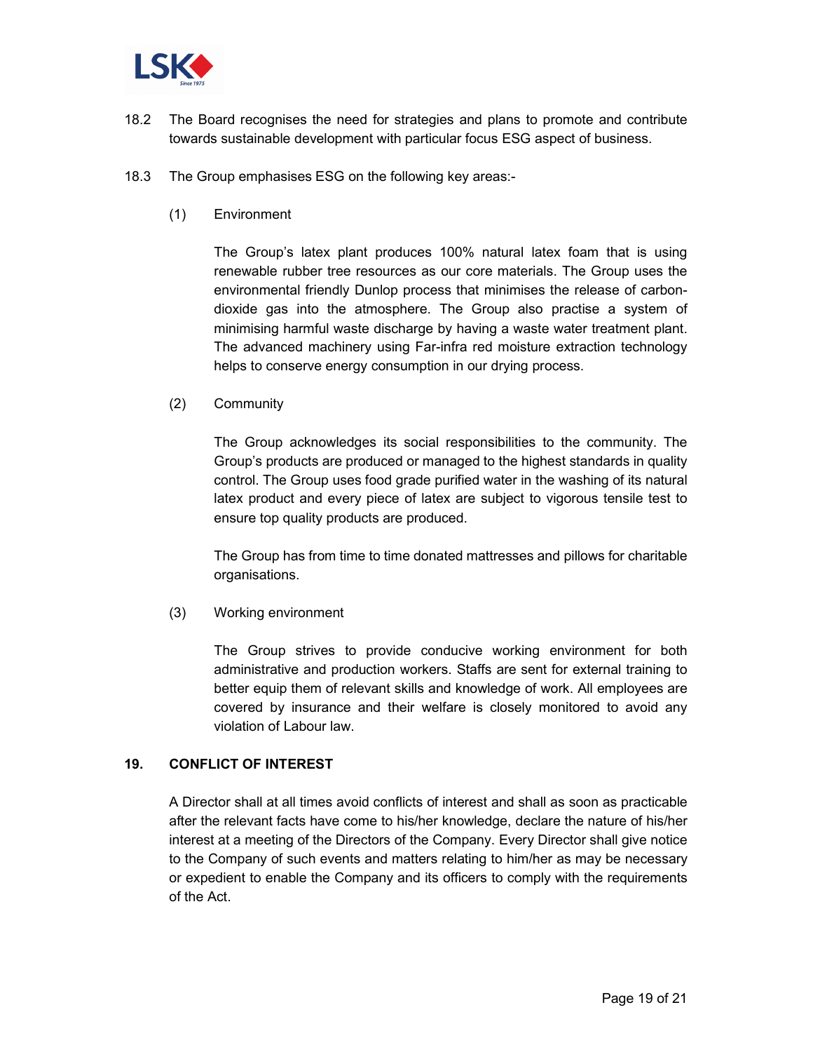18.2 The Board recognises the need for strategies and plans to promote and contribute towards sustainable development with particular focus ESG aspect of business.

18.3 The Group emphasises ESG on the following key areas:-

(1) Environment

The Group's latex plant produces 100% natural latex foam that is using renewable rubber tree resources as our core materials. The Group uses the environmental friendly Dunlop process that minimises the release of carbon-dioxide gas into the atmosphere. The Group also practise a system of minimising harmful waste discharge by having a waste water treatment plant. The advanced machinery using Far-infra red moisture extraction technology helps to conserve energy consumption in our drying process.

(2) Community

The Group acknowledges its social responsibilities to the community. The Group's products are produced or managed to the highest standards in quality control. The Group uses food grade purified water in the washing of its natural latex product and every piece of latex are subject to vigorous tensile test to ensure top quality products are produced.

The Group has from time to time donated mattresses and pillows for charitable organisations.

(3) Working environment

The Group strives to provide conducive working environment for both administrative and production workers. Staffs are sent for external training to better equip them of relevant skills and knowledge of work. All employees are covered by insurance and their welfare is closely monitored to avoid any violation of Labour law.

## 19. CONFLICT OF INTEREST

A Director shall at all times avoid conflicts of interest and shall as soon as practicable after the relevant facts have come to his/her knowledge, declare the nature of his/her interest at a meeting of the Directors of the Company. Every Director shall give notice to the Company of such events and matters relating to him/her as may be necessary or expedient to enable the Company and its officers to comply with the requirements of the Act.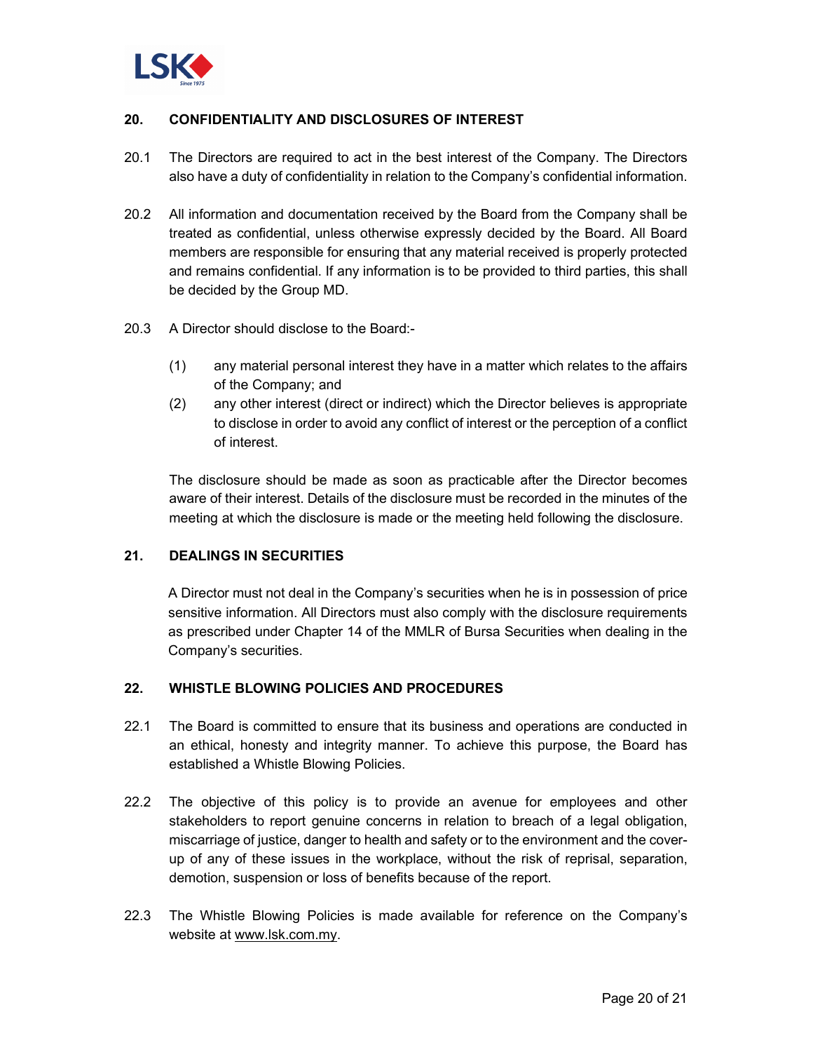## 20. CONFIDENTIALITY AND DISCLOSURES OF INTEREST

20.1 The Directors are required to act in the best interest of the Company. The Directors also have a duty of confidentiality in relation to the Company's confidential information.

20.2 All information and documentation received by the Board from the Company shall be treated as confidential, unless otherwise expressly decided by the Board. All Board members are responsible for ensuring that any material received is properly protected and remains confidential. If any information is to be provided to third parties, this shall be decided by the Group MD.

20.3 A Director should disclose to the Board:-

(1) any material personal interest they have in a matter which relates to the affairs of the Company; and

(2) any other interest (direct or indirect) which the Director believes is appropriate to disclose in order to avoid any conflict of interest or the perception of a conflict of interest.

The disclosure should be made as soon as practicable after the Director becomes aware of their interest. Details of the disclosure must be recorded in the minutes of the meeting at which the disclosure is made or the meeting held following the disclosure.

## 21. DEALINGS IN SECURITIES

A Director must not deal in the Company's securities when he is in possession of price sensitive information. All Directors must also comply with the disclosure requirements as prescribed under Chapter 14 of the MMLR of Bursa Securities when dealing in the Company's securities.

## 22. WHISTLE BLOWING POLICIES AND PROCEDURES

22.1 The Board is committed to ensure that its business and operations are conducted in an ethical, honesty and integrity manner. To achieve this purpose, the Board has established a Whistle Blowing Policies.

22.2 The objective of this policy is to provide an avenue for employees and other stakeholders to report genuine concerns in relation to breach of a legal obligation, miscarriage of justice, danger to health and safety or to the environment and the cover-up of any of these issues in the workplace, without the risk of reprisal, separation, demotion, suspension or loss of benefits because of the report.

22.3 The Whistle Blowing Policies is made available for reference on the Company's website at www.lsk.com.my.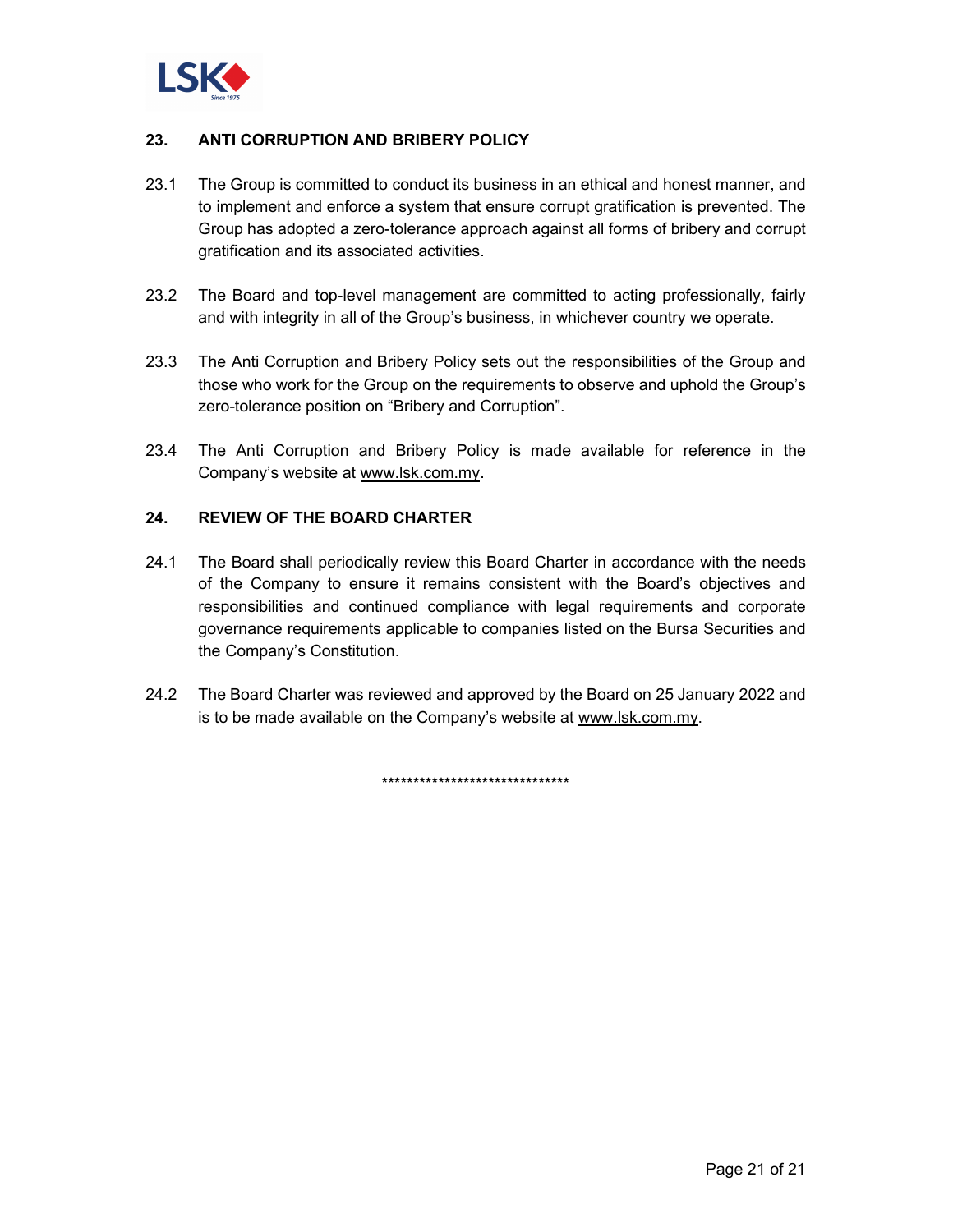## 23. ANTI CORRUPTION AND BRIBERY POLICY

23.1 The Group is committed to conduct its business in an ethical and honest manner, and to implement and enforce a system that ensure corrupt gratification is prevented. The Group has adopted a zero-tolerance approach against all forms of bribery and corrupt gratification and its associated activities.

23.2 The Board and top-level management are committed to acting professionally, fairly and with integrity in all of the Group's business, in whichever country we operate.

23.3 The Anti Corruption and Bribery Policy sets out the responsibilities of the Group and those who work for the Group on the requirements to observe and uphold the Group's zero-tolerance position on "Bribery and Corruption".

23.4 The Anti Corruption and Bribery Policy is made available for reference in the Company's website at www.lsk.com.my.

## 24. REVIEW OF THE BOARD CHARTER

24.1 The Board shall periodically review this Board Charter in accordance with the needs of the Company to ensure it remains consistent with the Board's objectives and responsibilities and continued compliance with legal requirements and corporate governance requirements applicable to companies listed on the Bursa Securities and the Company's Constitution.

24.2 The Board Charter was reviewed and approved by the Board on 25 January 2022 and is to be made available on the Company's website at www.lsk.com.my.

******************************